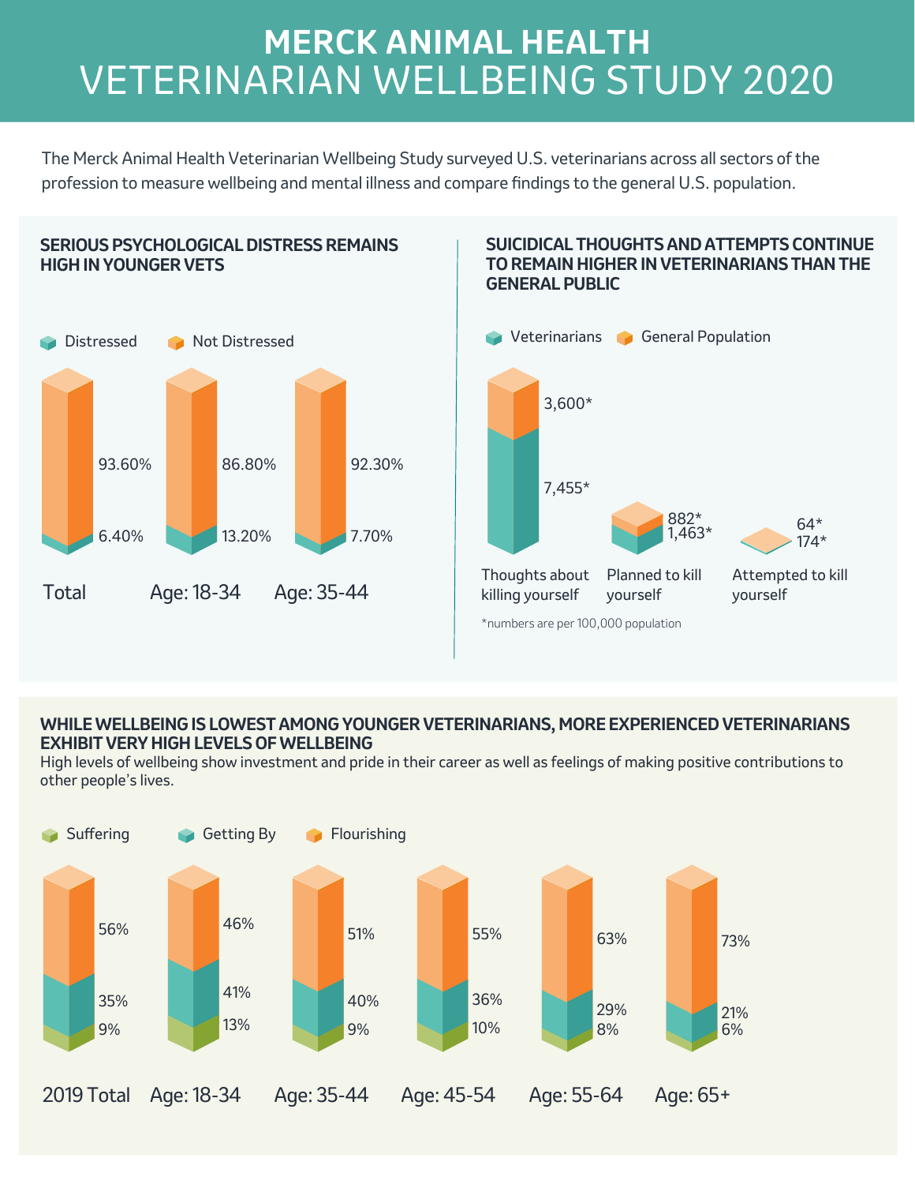# MERCK ANIMAL HEALTH
# VETERINARIAN WELLBEING STUDY 2020

The Merck Animal Health Veterinarian Wellbeing Study surveyed U.S. veterinarians across all sectors of the profession to measure wellbeing and mental illness and compare findings to the general U.S. population.

## SERIOUS PSYCHOLOGICAL DISTRESS REMAINS HIGH IN YOUNGER VETS

| | Distressed | Not Distressed |
|---|---|---|
| Total | 6.40% | 93.60% |
| Age: 18-34 | 13.20% | 86.80% |
| Age: 35-44 | 7.70% | 92.30% |

## SUICIDICAL THOUGHTS AND ATTEMPTS CONTINUE TO REMAIN HIGHER IN VETERINARIANS THAN THE GENERAL PUBLIC

| | Veterinarians | General Population |
|---|---|---|
| Thoughts about killing yourself | 7,455* | 3,600* |
| Planned to kill yourself | 1,463* | 882* |
| Attempted to kill yourself | 174* | 64* |

*numbers are per 100,000 population

## WHILE WELLBEING IS LOWEST AMONG YOUNGER VETERINARIANS, MORE EXPERIENCED VETERINARIANS EXHIBIT VERY HIGH LEVELS OF WELLBEING

High levels of wellbeing show investment and pride in their career as well as feelings of making positive contributions to other people's lives.

| | Suffering | Getting By | Flourishing |
|---|---|---|---|
| 2019 Total | 9% | 35% | 56% |
| Age: 18-34 | 13% | 41% | 46% |
| Age: 35-44 | 9% | 40% | 51% |
| Age: 45-54 | 10% | 36% | 55% |
| Age: 55-64 | 8% | 29% | 63% |
| Age: 65+ | 6% | 21% | 73% |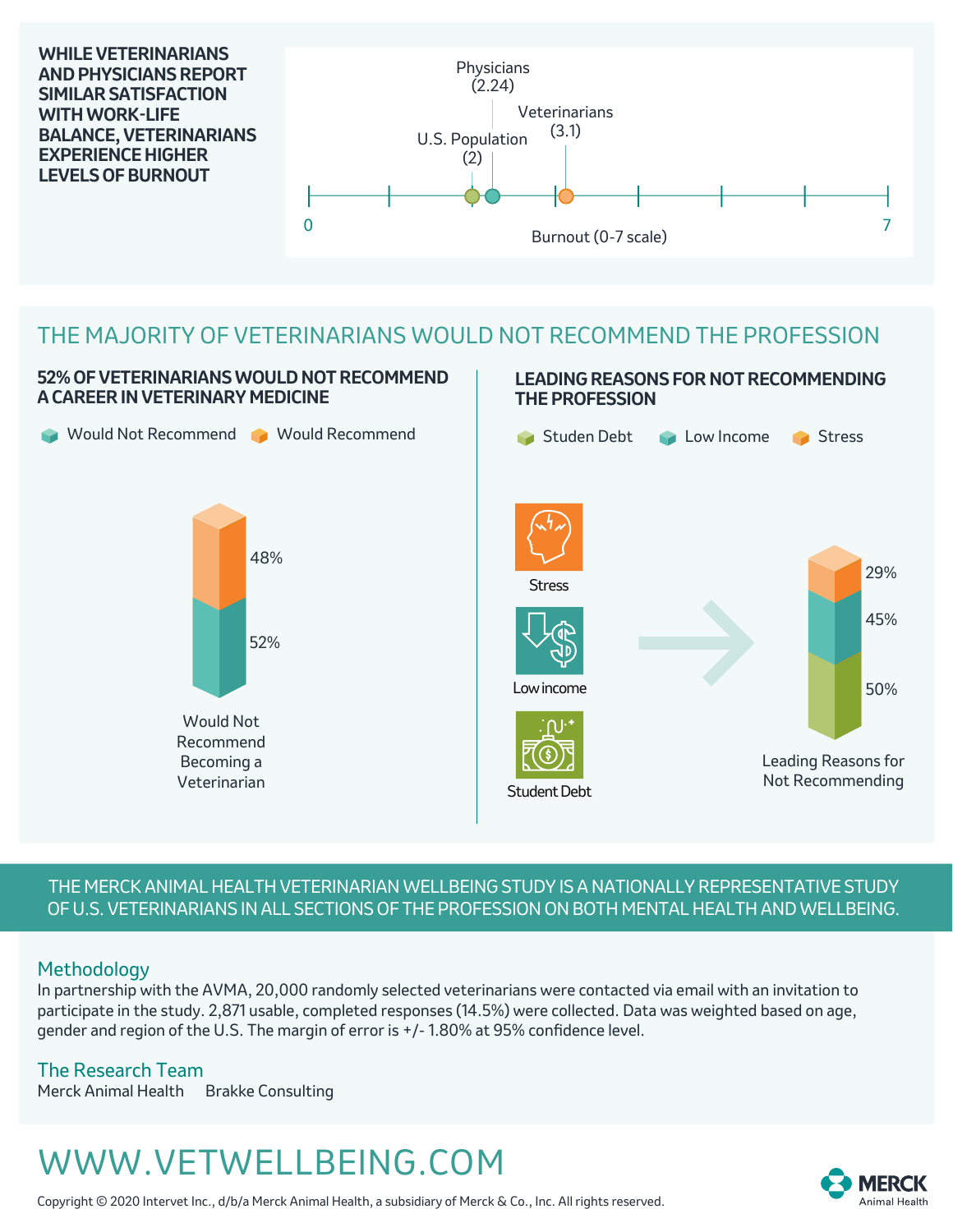**WHILE VETERINARIANS AND PHYSICIANS REPORT SIMILAR SATISFACTION WITH WORK-LIFE BALANCE, VETERINARIANS EXPERIENCE HIGHER LEVELS OF BURNOUT**

Physicians (2.24)
Veterinarians (3.1)
U.S. Population (2)
0
7
Burnout (0-7 scale)

## THE MAJORITY OF VETERINARIANS WOULD NOT RECOMMEND THE PROFESSION

**52% OF VETERINARIANS WOULD NOT RECOMMEND A CAREER IN VETERINARY MEDICINE**

Would Not Recommend
Would Recommend

48%
52%

Would Not Recommend Becoming a Veterinarian

**LEADING REASONS FOR NOT RECOMMENDING THE PROFESSION**

Studen Debt
Low Income
Stress

Stress
Low income
Student Debt

29%
45%
50%

Leading Reasons for Not Recommending

THE MERCK ANIMAL HEALTH VETERINARIAN WELLBEING STUDY IS A NATIONALLY REPRESENTATIVE STUDY OF U.S. VETERINARIANS IN ALL SECTIONS OF THE PROFESSION ON BOTH MENTAL HEALTH AND WELLBEING.

## Methodology

In partnership with the AVMA, 20,000 randomly selected veterinarians were contacted via email with an invitation to participate in the study. 2,871 usable, completed responses (14.5%) were collected. Data was weighted based on age, gender and region of the U.S. The margin of error is +/- 1.80% at 95% confidence level.

## The Research Team

Merck Animal Health    Brakke Consulting

# WWW.VETWELLBEING.COM

Copyright © 2020 Intervet Inc., d/b/a Merck Animal Health, a subsidiary of Merck & Co., Inc. All rights reserved.

MERCK Animal Health